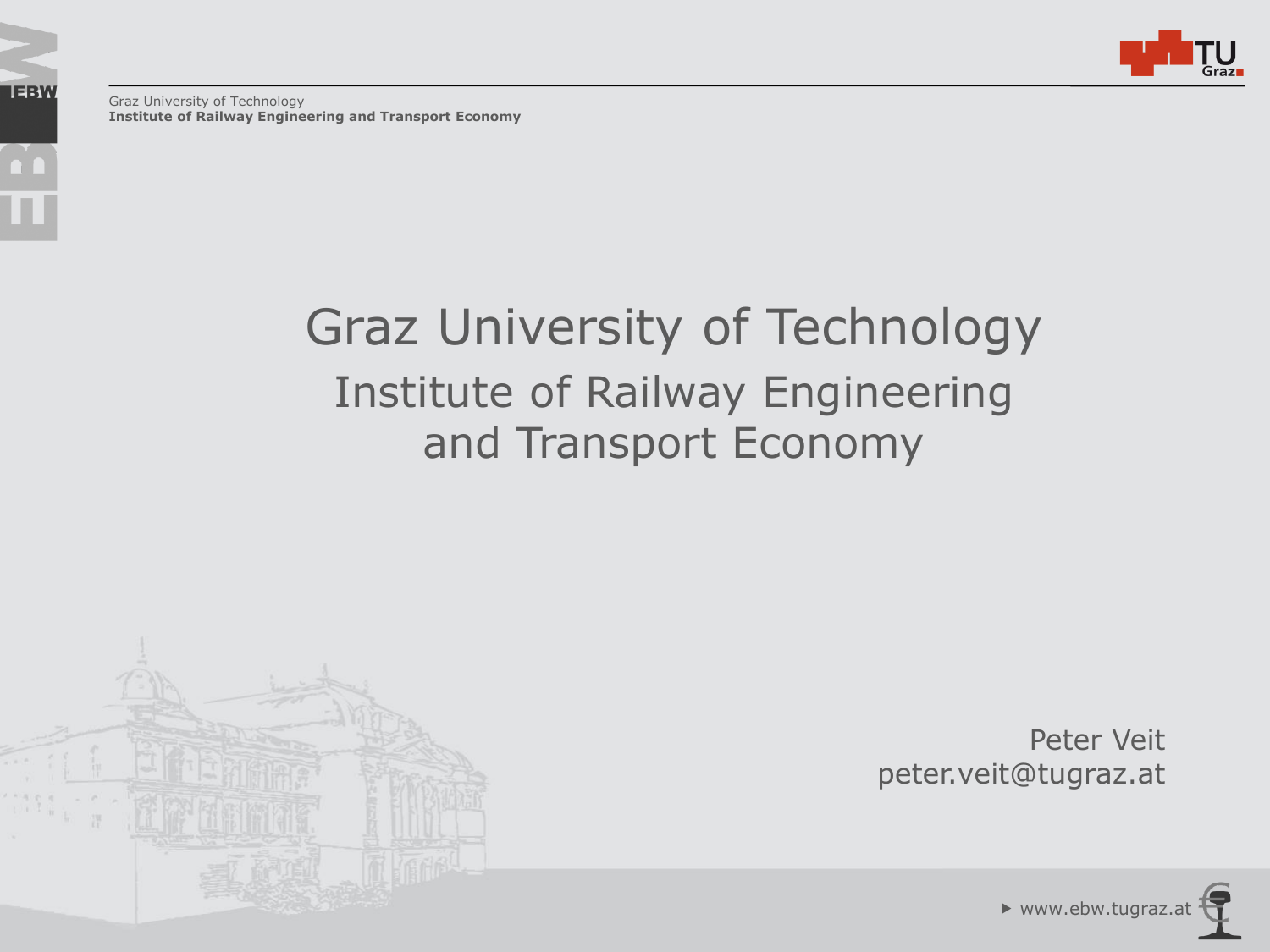Graz University of Technology
**Institute of Railway Engineering and Transport Economy**

# Graz University of Technology

## Institute of Railway Engineering and Transport Economy

Peter Veit
peter.veit@tugraz.at

▸ www.ebw.tugraz.at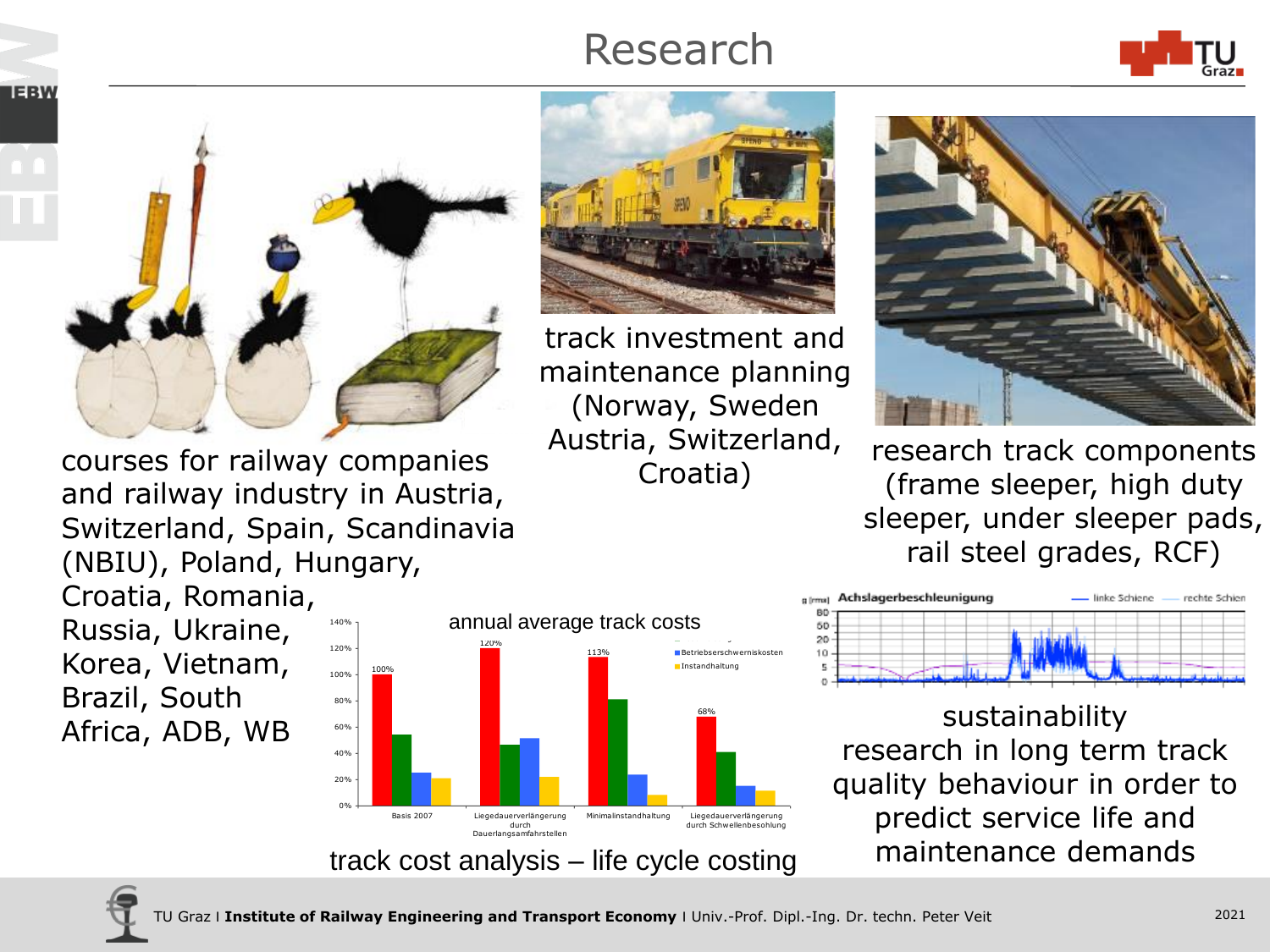# Research

courses for railway companies and railway industry in Austria, Switzerland, Spain, Scandinavia (NBIU), Poland, Hungary, Croatia, Romania, Russia, Ukraine, Korea, Vietnam, Brazil, South Africa, ADB, WB

track investment and maintenance planning (Norway, Sweden Austria, Switzerland, Croatia)

research track components (frame sleeper, high duty sleeper, under sleeper pads, rail steel grades, RCF)

annual average track costs

track cost analysis – life cycle costing

sustainability research in long term track quality behaviour in order to predict service life and maintenance demands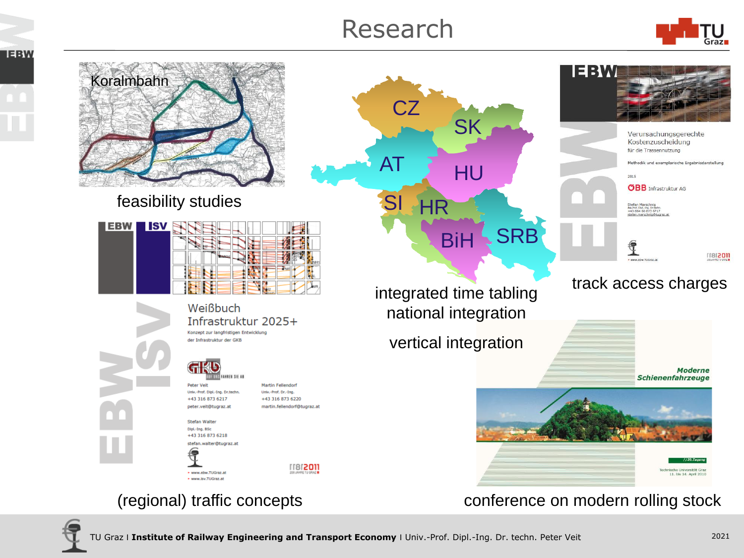# Research

Koralmbahn

feasibility studies

CZ SK AT HU SI HR BiH SRB

integrated time tabling
national integration

vertical integration

Verursachungsgerechte Kostenzuscheidung für die Trassennutzung

Methodik und exemplarische Ergebnisdarstellung

2015

ÖBB Infrastruktur AG

track access charges

Weißbuch Infrastruktur 2025+

Konzept zur langfristigen Entwicklung der Infrastruktur der GKB

Peter Veit
Univ.-Prof. Dipl.-Ing. Dr.techn.
+43 316 873 6217
peter.veit@tugraz.at

Martin Fellendorf
Univ.-Prof. Dr.-Ing.
+43 316 873 6220
martin.fellendorf@tugraz.at

Stefan Walter
Dipl.-Ing. BSc
+43 316 873 6218
stefan.walter@tugraz.at

www.ebw.TUGraz.at
www.isv.TUGraz.at

(regional) traffic concepts

Moderne Schienenfahrzeuge

Technische Universität Graz
11. bis 14. April 2010

conference on modern rolling stock